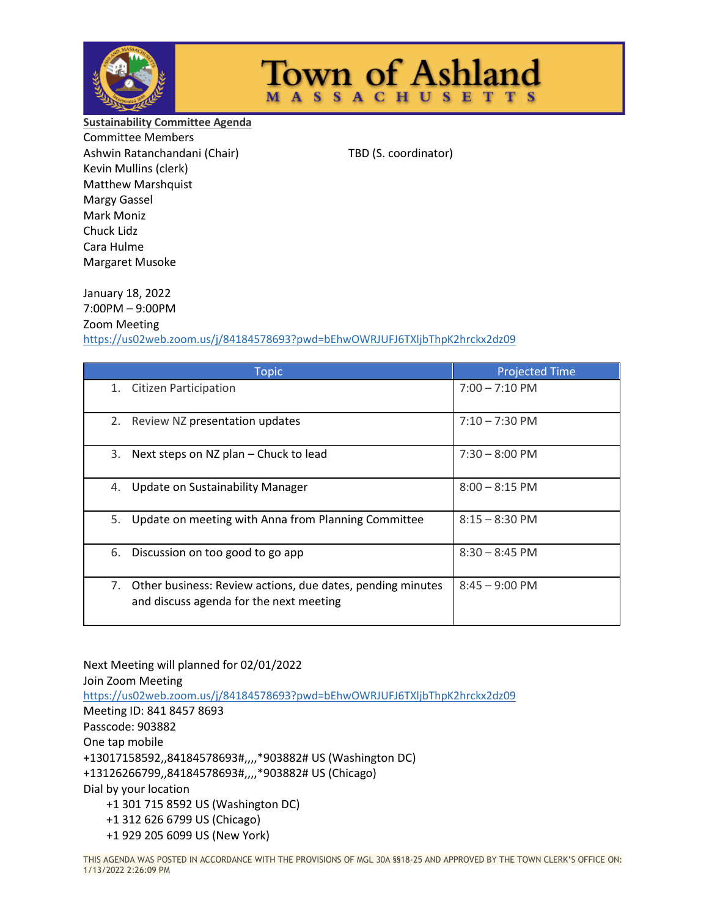# Town of Ashland

## MASSACHUSETTS

**Sustainability Committee Agenda**

Committee Members

Ashwin Ratanchandani (Chair)

TBD (S. coordinator)

Kevin Mullins (clerk)

Matthew Marshquist

Margy Gassel

Mark Moniz

Chuck Lidz

Cara Hulme

Margaret Musoke

January 18, 2022

7:00PM – 9:00PM

Zoom Meeting

https://us02web.zoom.us/j/84184578693?pwd=bEhwOWRJUFJ6TXljbThpK2hrckx2dz09

| Topic | Projected Time |
|---|---|
| 1. Citizen Participation | 7:00 – 7:10 PM |
| 2. Review NZ presentation updates | 7:10 – 7:30 PM |
| 3. Next steps on NZ plan – Chuck to lead | 7:30 – 8:00 PM |
| 4. Update on Sustainability Manager | 8:00 – 8:15 PM |
| 5. Update on meeting with Anna from Planning Committee | 8:15 – 8:30 PM |
| 6. Discussion on too good to go app | 8:30 – 8:45 PM |
| 7. Other business: Review actions, due dates, pending minutes and discuss agenda for the next meeting | 8:45 – 9:00 PM |

Next Meeting will planned for 02/01/2022

Join Zoom Meeting

https://us02web.zoom.us/j/84184578693?pwd=bEhwOWRJUFJ6TXljbThpK2hrckx2dz09

Meeting ID: 841 8457 8693

Passcode: 903882

One tap mobile

+13017158592,,84184578693#,,,,*903882# US (Washington DC)

+13126266799,,84184578693#,,,,*903882# US (Chicago)

Dial by your location

+1 301 715 8592 US (Washington DC)

+1 312 626 6799 US (Chicago)

+1 929 205 6099 US (New York)

THIS AGENDA WAS POSTED IN ACCORDANCE WITH THE PROVISIONS OF MGL 30A §§18-25 AND APPROVED BY THE TOWN CLERK'S OFFICE ON: 1/13/2022 2:26:09 PM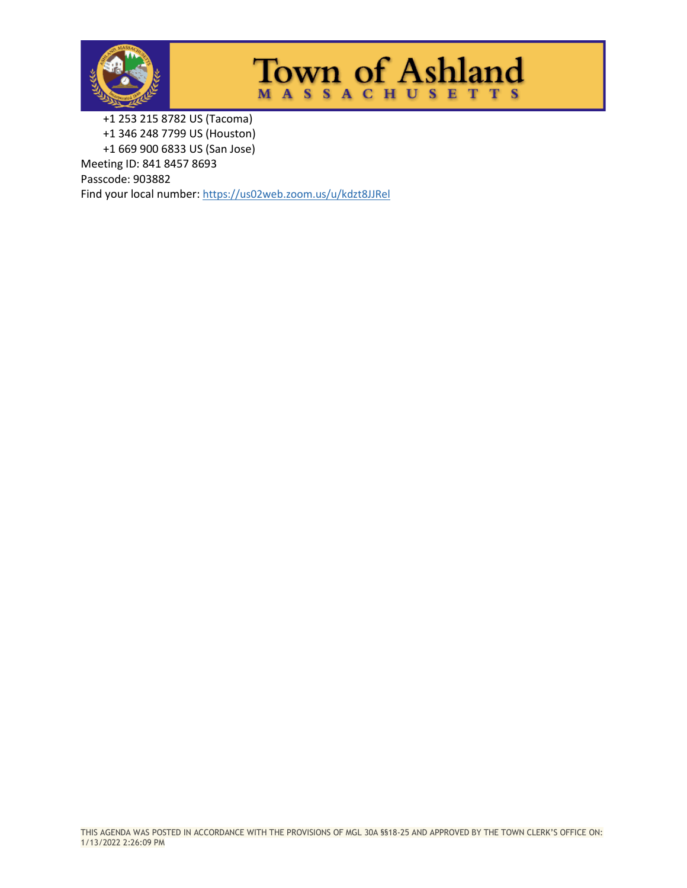+1 253 215 8782 US (Tacoma)
+1 346 248 7799 US (Houston)
+1 669 900 6833 US (San Jose)

Meeting ID: 841 8457 8693

Passcode: 903882

Find your local number: https://us02web.zoom.us/u/kdzt8JJRel

THIS AGENDA WAS POSTED IN ACCORDANCE WITH THE PROVISIONS OF MGL 30A §§18-25 AND APPROVED BY THE TOWN CLERK'S OFFICE ON: 1/13/2022 2:26:09 PM